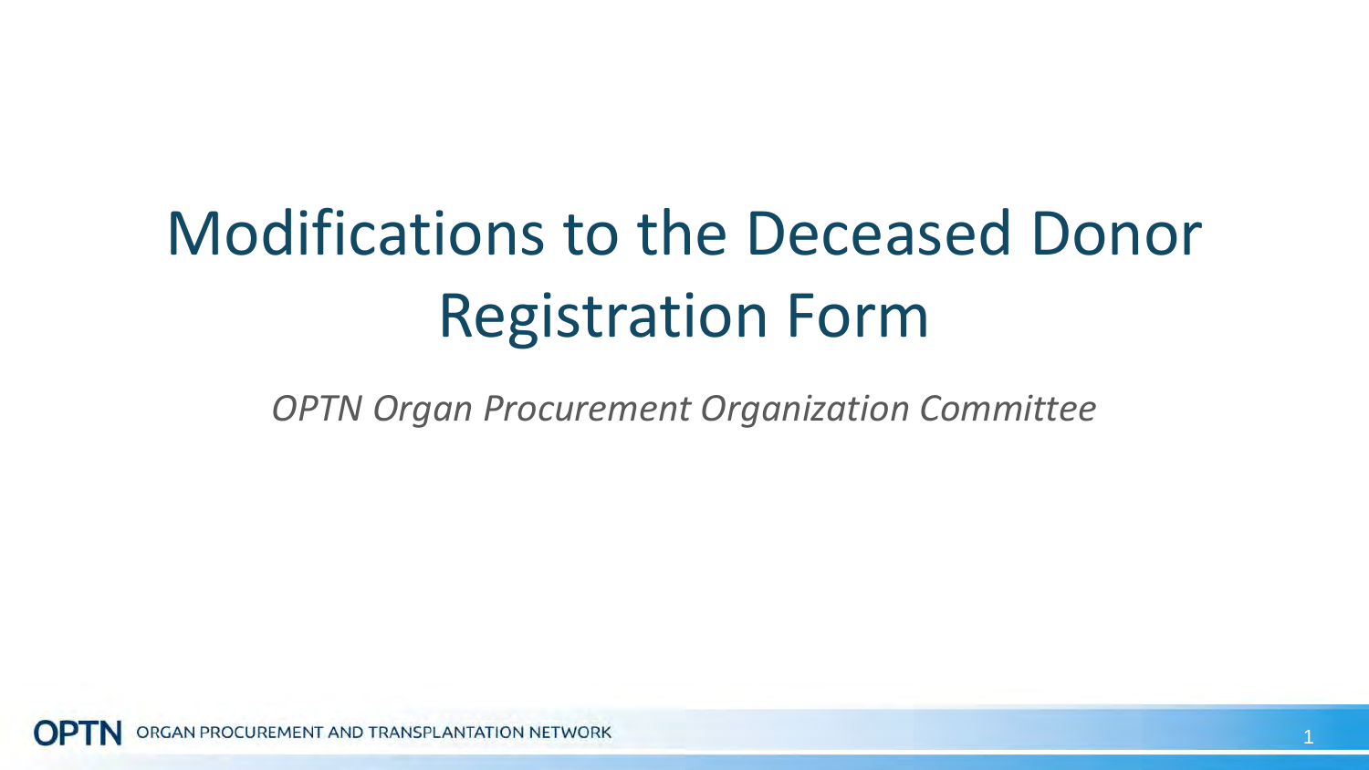# Modifications to the Deceased Donor Registration Form

*OPTN Organ Procurement Organization Committee*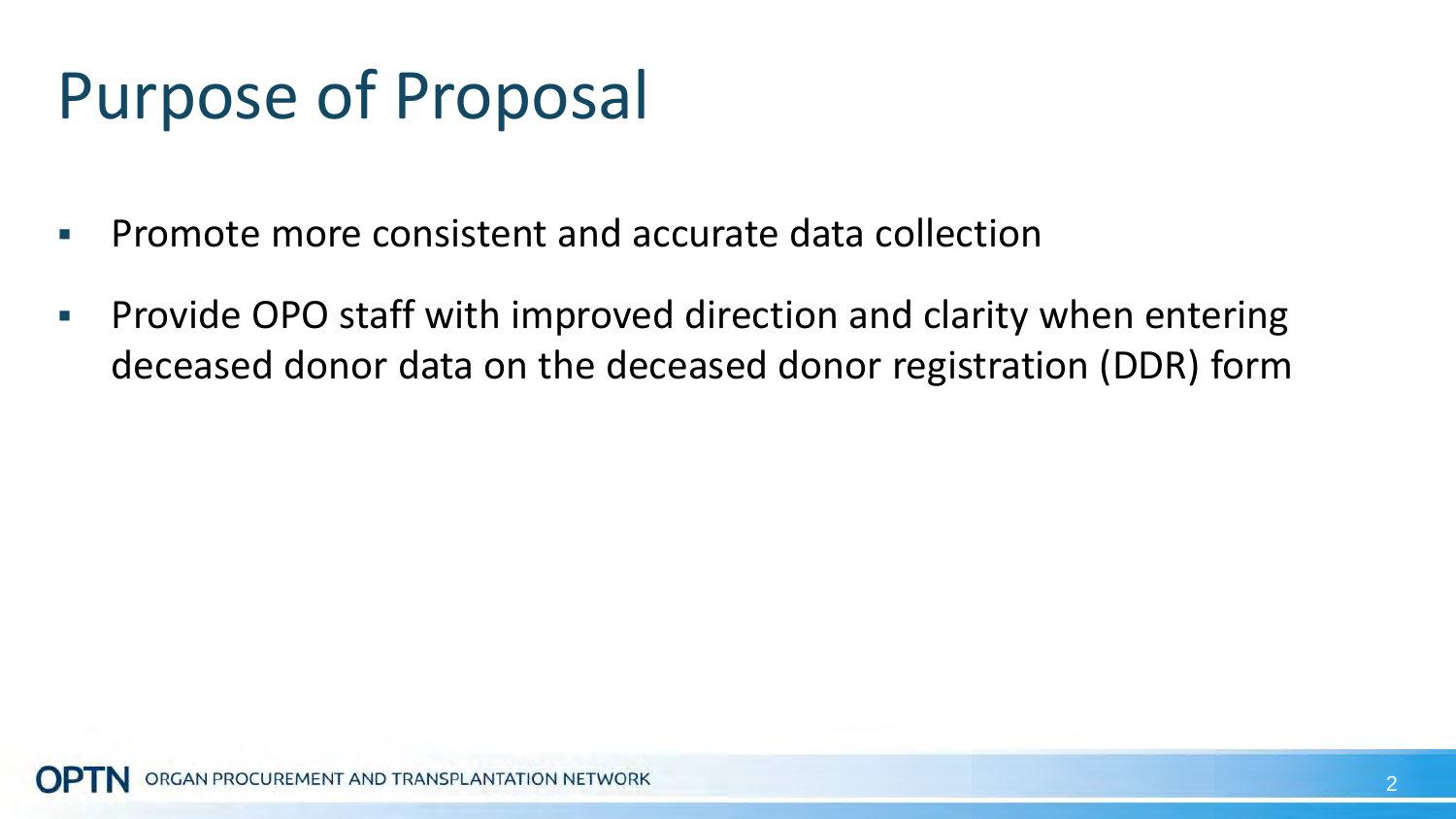# Purpose of Proposal

- Promote more consistent and accurate data collection
- Provide OPO staff with improved direction and clarity when entering deceased donor data on the deceased donor registration (DDR) form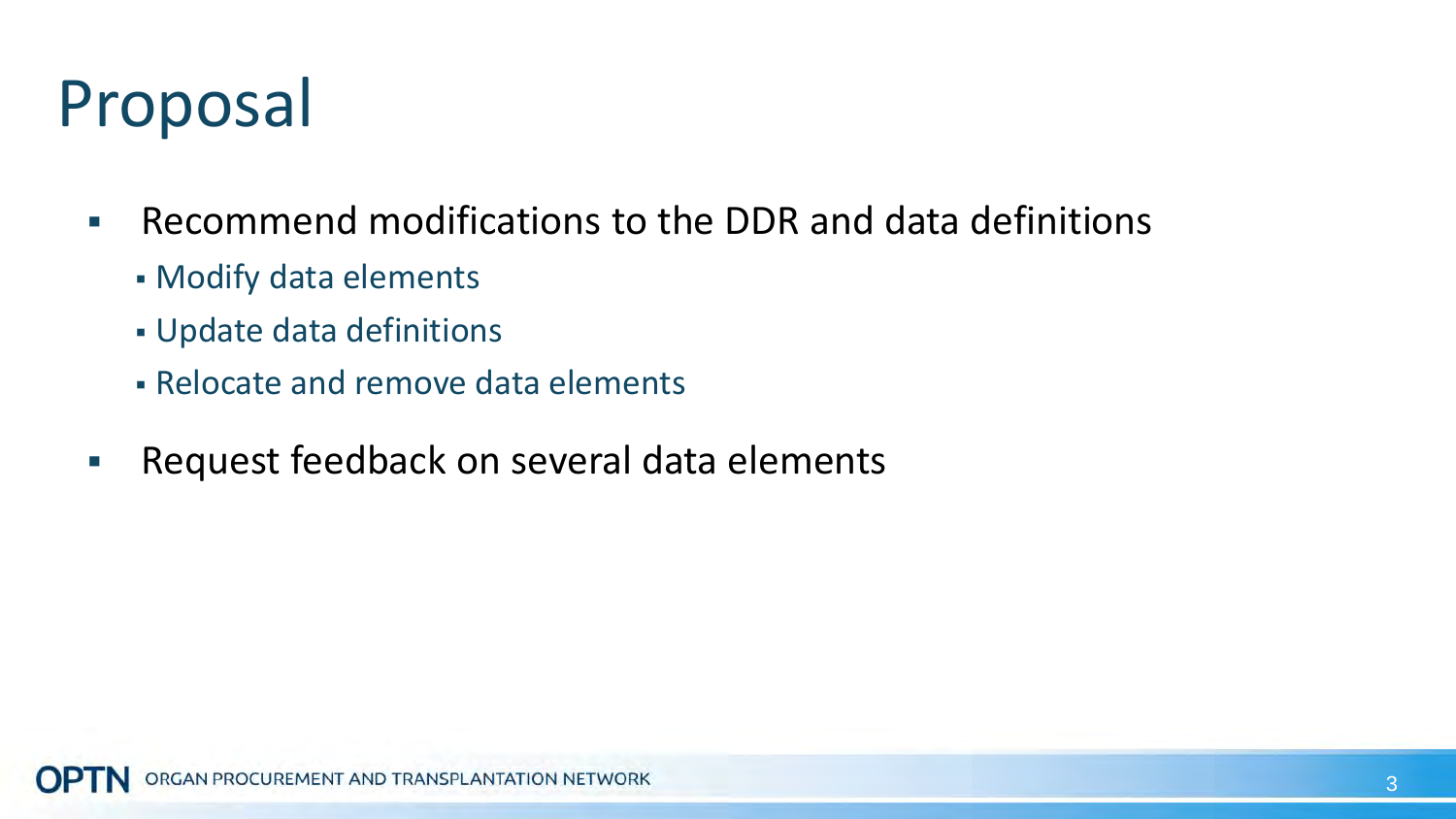# Proposal

- Recommend modifications to the DDR and data definitions
  - Modify data elements
  - Update data definitions
  - Relocate and remove data elements
- Request feedback on several data elements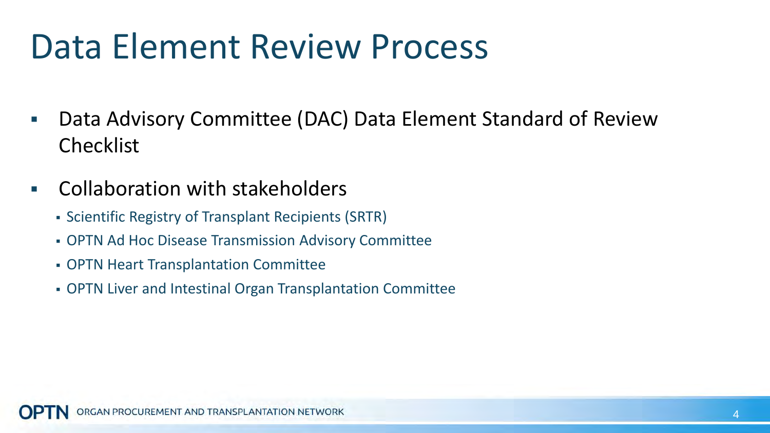# Data Element Review Process

- Data Advisory Committee (DAC) Data Element Standard of Review Checklist
- Collaboration with stakeholders
  - Scientific Registry of Transplant Recipients (SRTR)
  - OPTN Ad Hoc Disease Transmission Advisory Committee
  - OPTN Heart Transplantation Committee
  - OPTN Liver and Intestinal Organ Transplantation Committee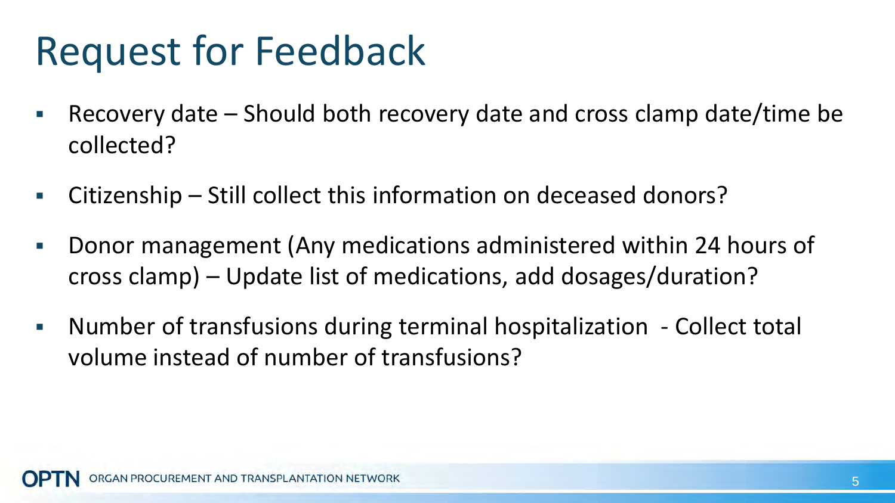# Request for Feedback

- Recovery date – Should both recovery date and cross clamp date/time be collected?
- Citizenship – Still collect this information on deceased donors?
- Donor management (Any medications administered within 24 hours of cross clamp) – Update list of medications, add dosages/duration?
- Number of transfusions during terminal hospitalization - Collect total volume instead of number of transfusions?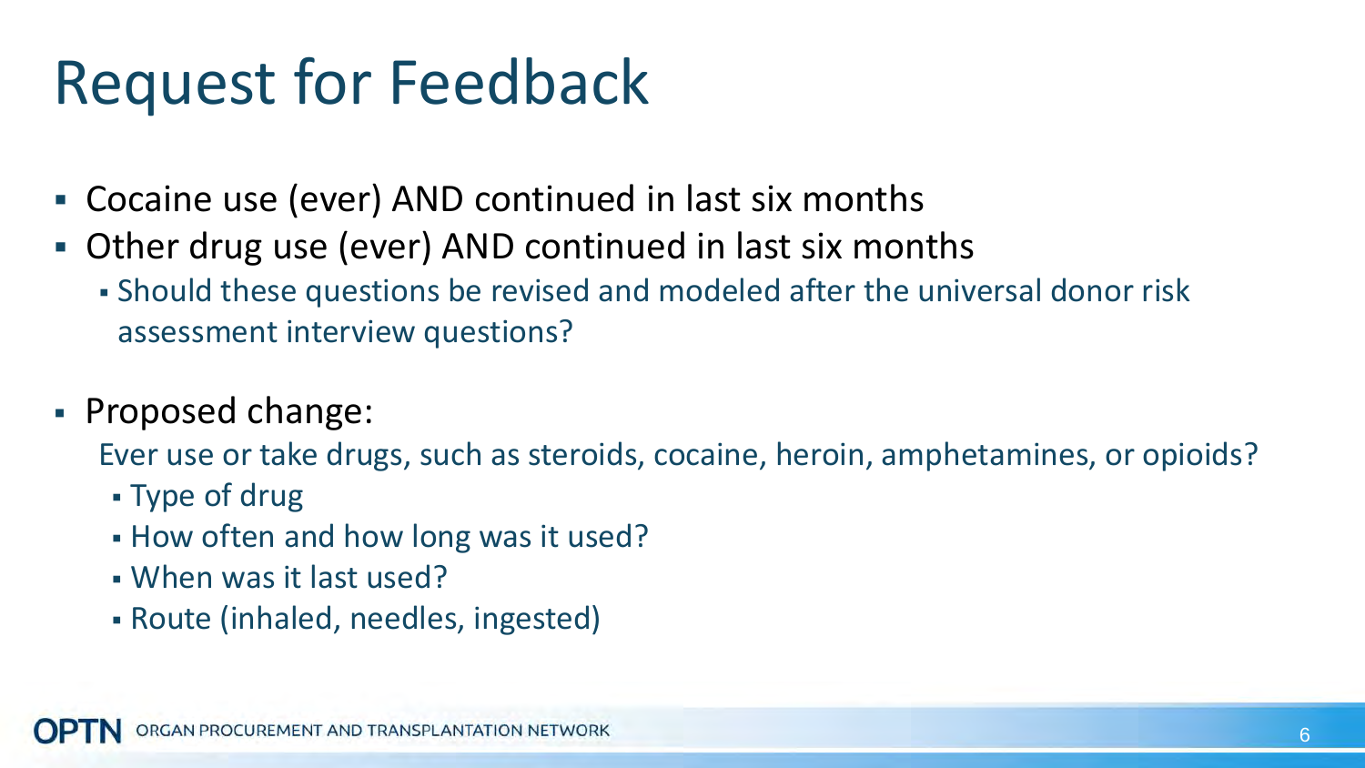# Request for Feedback

- Cocaine use (ever) AND continued in last six months
- Other drug use (ever) AND continued in last six months
  - Should these questions be revised and modeled after the universal donor risk assessment interview questions?

- Proposed change:

  Ever use or take drugs, such as steroids, cocaine, heroin, amphetamines, or opioids?
  - Type of drug
  - How often and how long was it used?
  - When was it last used?
  - Route (inhaled, needles, ingested)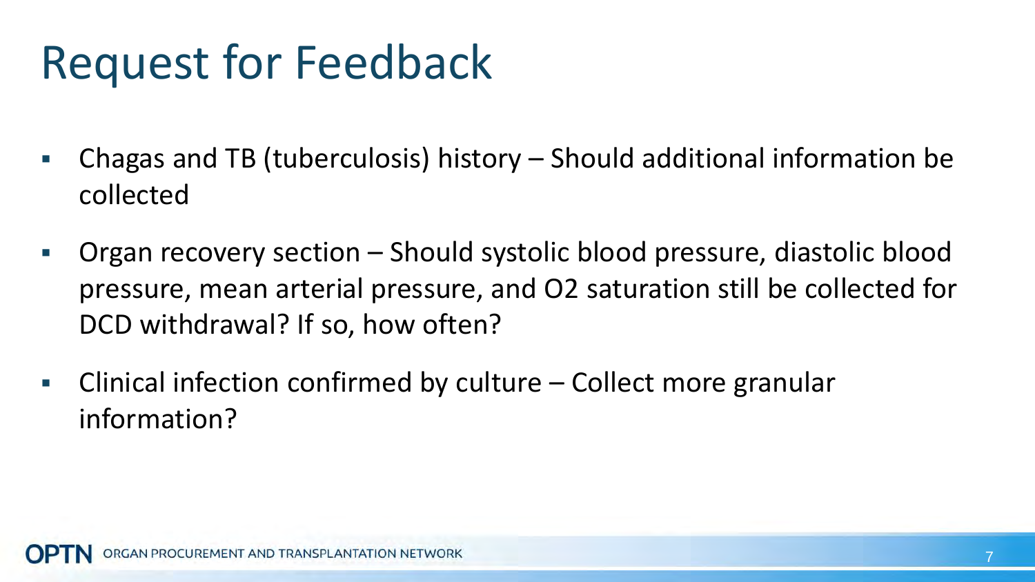# Request for Feedback

- Chagas and TB (tuberculosis) history – Should additional information be collected
- Organ recovery section – Should systolic blood pressure, diastolic blood pressure, mean arterial pressure, and O2 saturation still be collected for DCD withdrawal? If so, how often?
- Clinical infection confirmed by culture – Collect more granular information?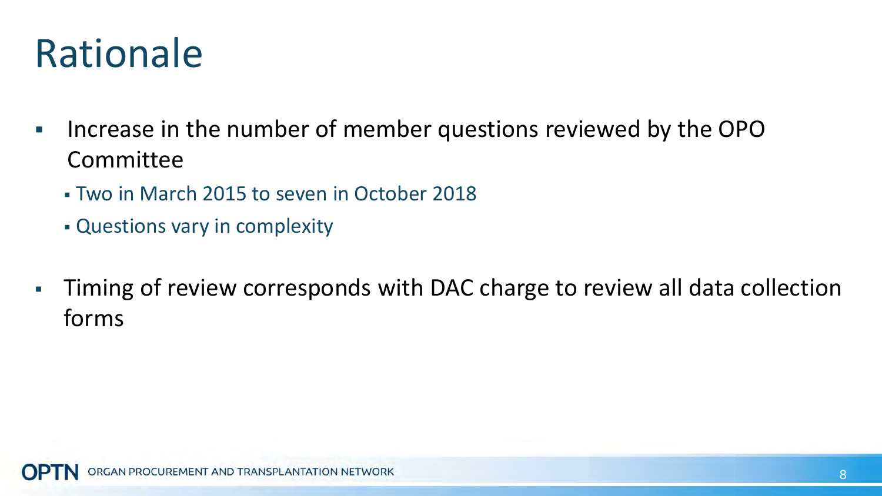# Rationale

- Increase in the number of member questions reviewed by the OPO Committee
  - Two in March 2015 to seven in October 2018
  - Questions vary in complexity
- Timing of review corresponds with DAC charge to review all data collection forms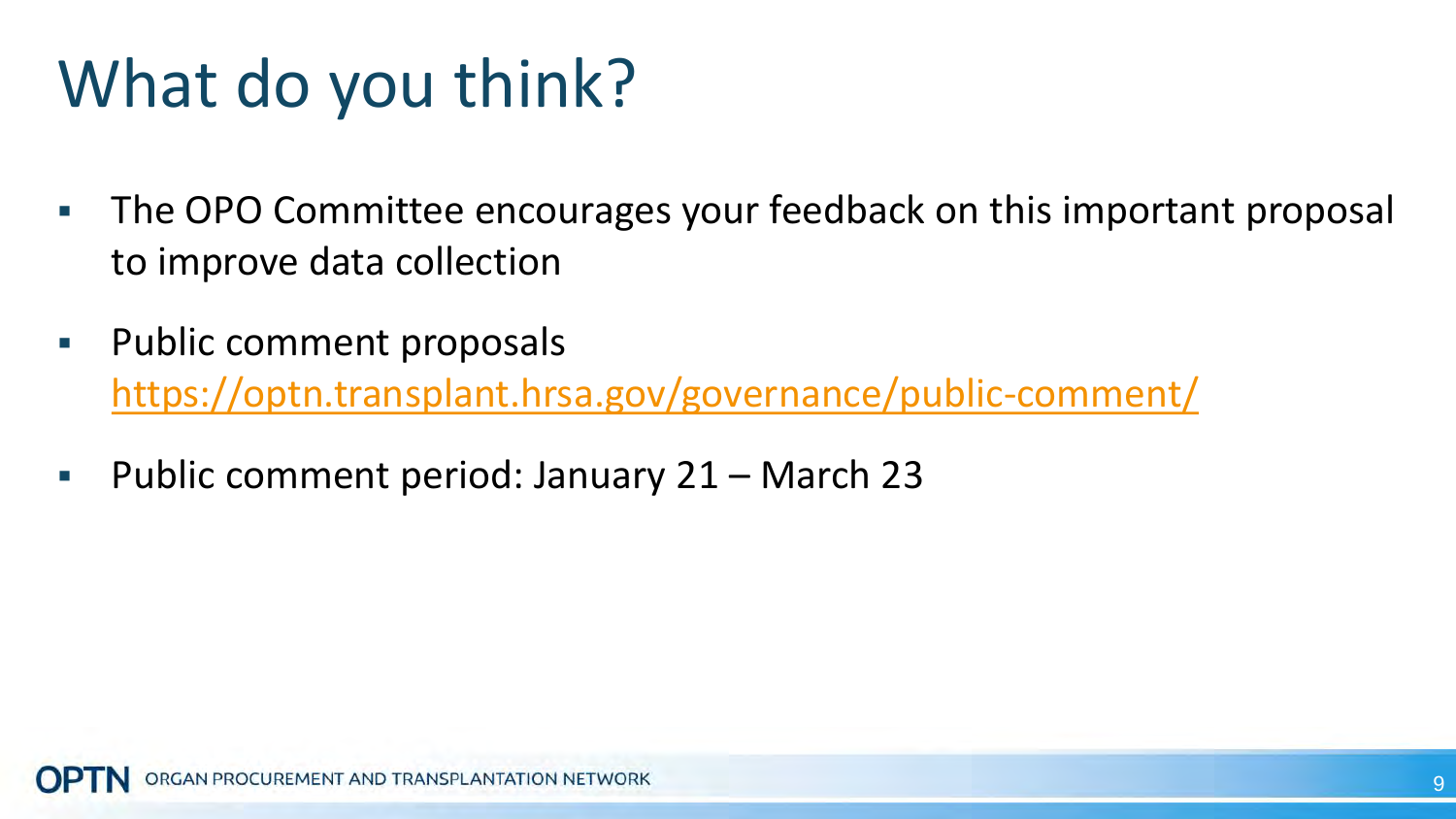# What do you think?

- The OPO Committee encourages your feedback on this important proposal to improve data collection
- Public comment proposals
  https://optn.transplant.hrsa.gov/governance/public-comment/
- Public comment period: January 21 – March 23